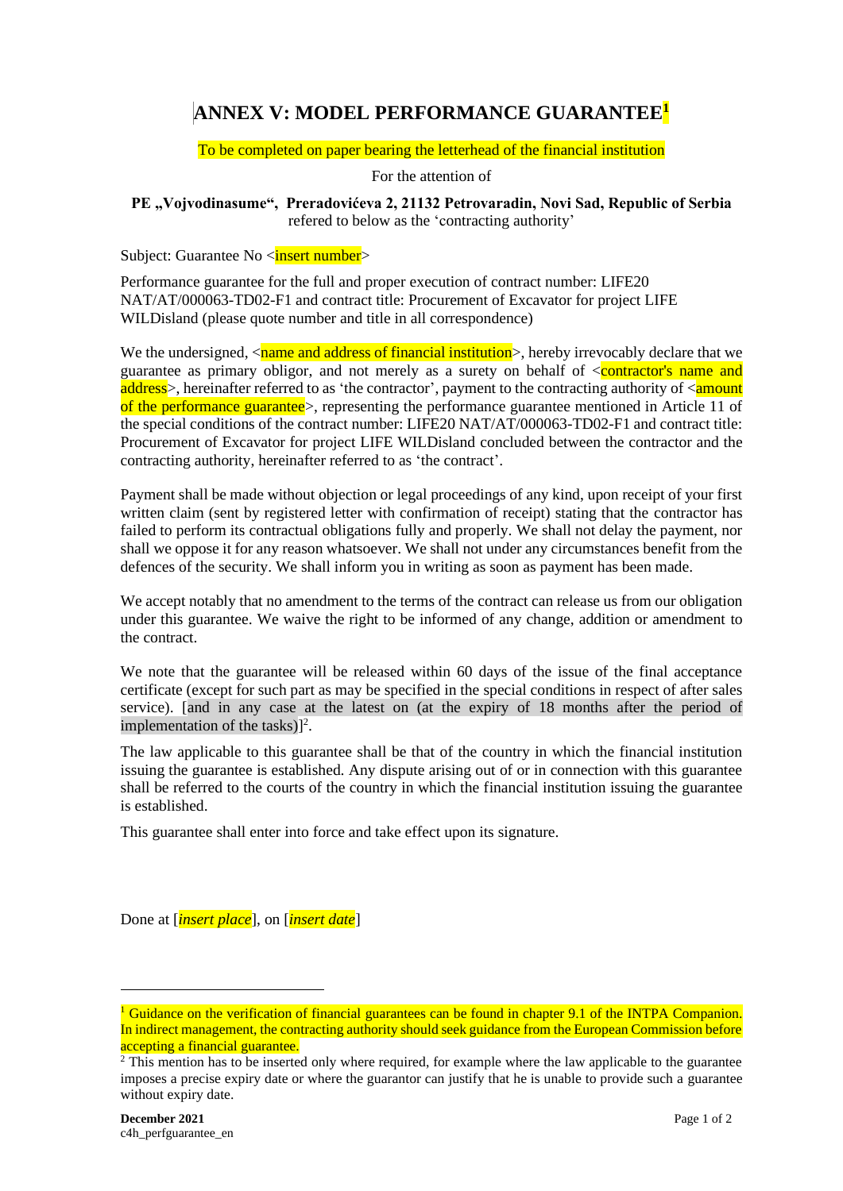# ANNEX V: MODEL PERFORMANCE GUARANTEE[1]

To be completed on paper bearing the letterhead of the financial institution

For the attention of

**PE „Vojvodinasume“, Preradovićeva 2, 21132 Petrovaradin, Novi Sad, Republic of Serbia**
refered to below as the 'contracting authority'

Subject: Guarantee No <insert number>

Performance guarantee for the full and proper execution of contract number: LIFE20 NAT/AT/000063-TD02-F1 and contract title: Procurement of Excavator for project LIFE WILDisland (please quote number and title in all correspondence)

We the undersigned, <name and address of financial institution>, hereby irrevocably declare that we guarantee as primary obligor, and not merely as a surety on behalf of <contractor's name and address>, hereinafter referred to as 'the contractor', payment to the contracting authority of <amount of the performance guarantee>, representing the performance guarantee mentioned in Article 11 of the special conditions of the contract number: LIFE20 NAT/AT/000063-TD02-F1 and contract title: Procurement of Excavator for project LIFE WILDisland concluded between the contractor and the contracting authority, hereinafter referred to as 'the contract'.

Payment shall be made without objection or legal proceedings of any kind, upon receipt of your first written claim (sent by registered letter with confirmation of receipt) stating that the contractor has failed to perform its contractual obligations fully and properly. We shall not delay the payment, nor shall we oppose it for any reason whatsoever. We shall not under any circumstances benefit from the defences of the security. We shall inform you in writing as soon as payment has been made.

We accept notably that no amendment to the terms of the contract can release us from our obligation under this guarantee. We waive the right to be informed of any change, addition or amendment to the contract.

We note that the guarantee will be released within 60 days of the issue of the final acceptance certificate (except for such part as may be specified in the special conditions in respect of after sales service). [and in any case at the latest on (at the expiry of 18 months after the period of implementation of the tasks)][2].

The law applicable to this guarantee shall be that of the country in which the financial institution issuing the guarantee is established. Any dispute arising out of or in connection with this guarantee shall be referred to the courts of the country in which the financial institution issuing the guarantee is established.

This guarantee shall enter into force and take effect upon its signature.

Done at [*insert place*], on [*insert date*]

---

[1] Guidance on the verification of financial guarantees can be found in chapter 9.1 of the INTPA Companion. In indirect management, the contracting authority should seek guidance from the European Commission before accepting a financial guarantee.

[2] This mention has to be inserted only where required, for example where the law applicable to the guarantee imposes a precise expiry date or where the guarantor can justify that he is unable to provide such a guarantee without expiry date.

**December 2021**
c4h_perfguarantee_en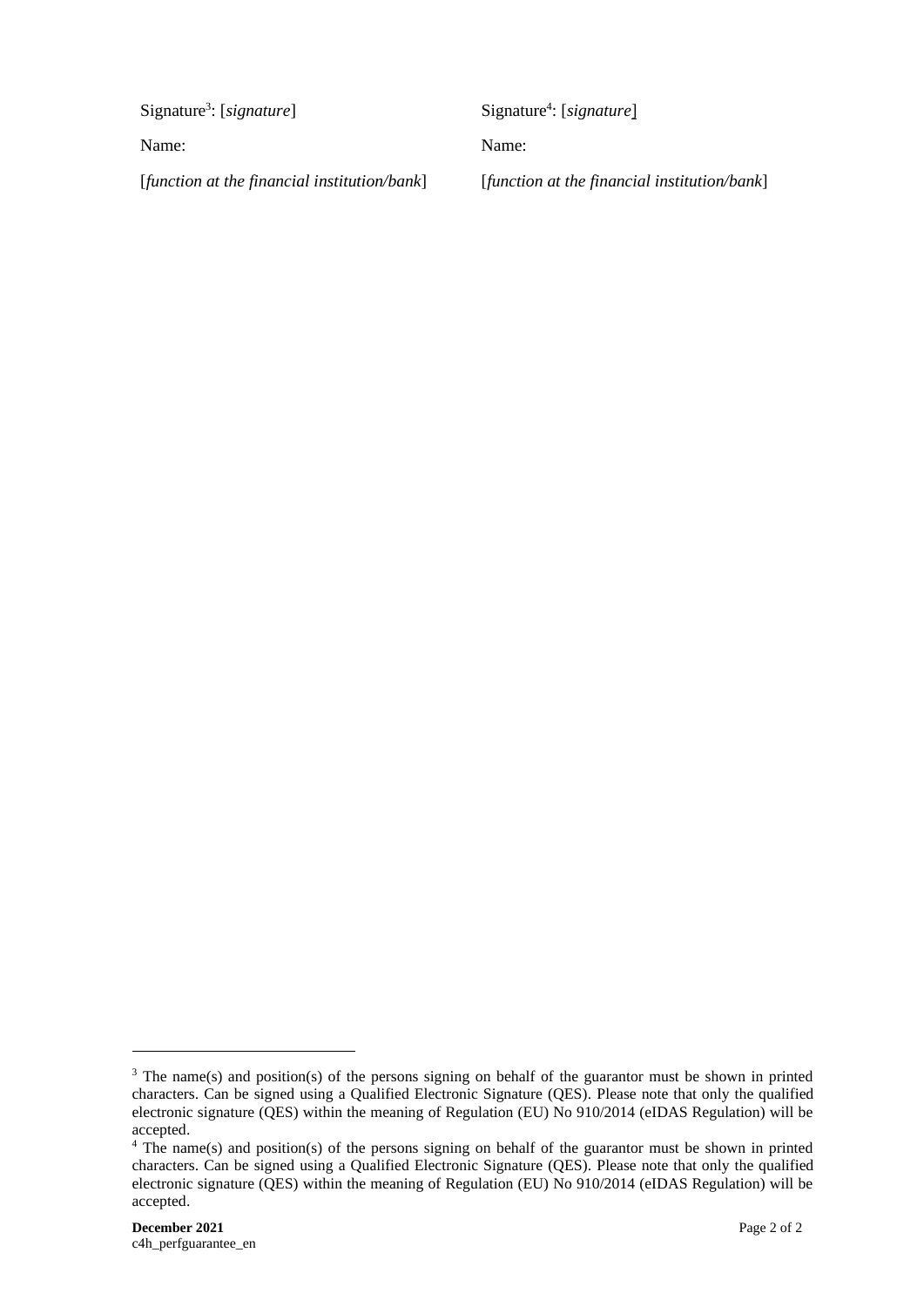Signature[3]: [*signature*]

Name:

[*function at the financial institution/bank*]

Signature[4]: [*signature*]

Name:

[*function at the financial institution/bank*]

---

[3] The name(s) and position(s) of the persons signing on behalf of the guarantor must be shown in printed characters. Can be signed using a Qualified Electronic Signature (QES). Please note that only the qualified electronic signature (QES) within the meaning of Regulation (EU) No 910/2014 (eIDAS Regulation) will be accepted.

[4] The name(s) and position(s) of the persons signing on behalf of the guarantor must be shown in printed characters. Can be signed using a Qualified Electronic Signature (QES). Please note that only the qualified electronic signature (QES) within the meaning of Regulation (EU) No 910/2014 (eIDAS Regulation) will be accepted.